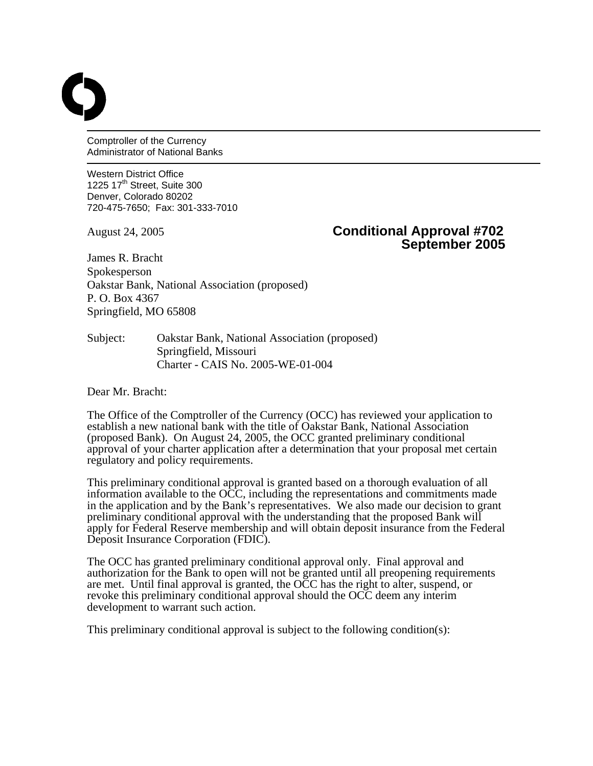Comptroller of the Currency
Administrator of National Banks

Western District Office
1225 17th Street, Suite 300
Denver, Colorado 80202
720-475-7650; Fax: 301-333-7010

August 24, 2005

**Conditional Approval #702**
**September 2005**

James R. Bracht
Spokesperson
Oakstar Bank, National Association (proposed)
P. O. Box 4367
Springfield, MO 65808

Subject: Oakstar Bank, National Association (proposed)
Springfield, Missouri
Charter - CAIS No. 2005-WE-01-004

Dear Mr. Bracht:

The Office of the Comptroller of the Currency (OCC) has reviewed your application to establish a new national bank with the title of Oakstar Bank, National Association (proposed Bank). On August 24, 2005, the OCC granted preliminary conditional approval of your charter application after a determination that your proposal met certain regulatory and policy requirements.

This preliminary conditional approval is granted based on a thorough evaluation of all information available to the OCC, including the representations and commitments made in the application and by the Bank's representatives. We also made our decision to grant preliminary conditional approval with the understanding that the proposed Bank will apply for Federal Reserve membership and will obtain deposit insurance from the Federal Deposit Insurance Corporation (FDIC).

The OCC has granted preliminary conditional approval only. Final approval and authorization for the Bank to open will not be granted until all preopening requirements are met. Until final approval is granted, the OCC has the right to alter, suspend, or revoke this preliminary conditional approval should the OCC deem any interim development to warrant such action.

This preliminary conditional approval is subject to the following condition(s):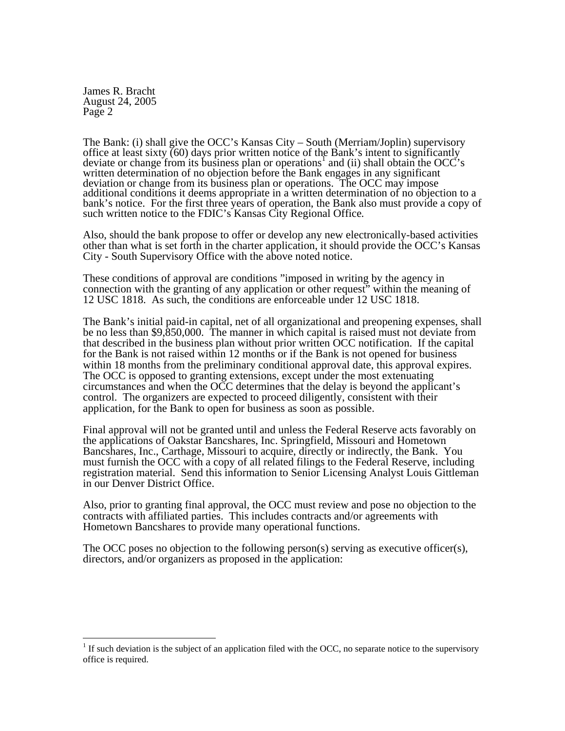The Bank: (i) shall give the OCC's Kansas City – South (Merriam/Joplin) supervisory office at least sixty (60) days prior written notice of the Bank's intent to significantly deviate or change from its business plan or operations[1] and (ii) shall obtain the OCC's written determination of no objection before the Bank engages in any significant deviation or change from its business plan or operations. The OCC may impose additional conditions it deems appropriate in a written determination of no objection to a bank's notice. For the first three years of operation, the Bank also must provide a copy of such written notice to the FDIC's Kansas City Regional Office.

Also, should the bank propose to offer or develop any new electronically-based activities other than what is set forth in the charter application, it should provide the OCC's Kansas City - South Supervisory Office with the above noted notice.

These conditions of approval are conditions "imposed in writing by the agency in connection with the granting of any application or other request" within the meaning of 12 USC 1818. As such, the conditions are enforceable under 12 USC 1818.

The Bank's initial paid-in capital, net of all organizational and preopening expenses, shall be no less than $9,850,000. The manner in which capital is raised must not deviate from that described in the business plan without prior written OCC notification. If the capital for the Bank is not raised within 12 months or if the Bank is not opened for business within 18 months from the preliminary conditional approval date, this approval expires. The OCC is opposed to granting extensions, except under the most extenuating circumstances and when the OCC determines that the delay is beyond the applicant's control. The organizers are expected to proceed diligently, consistent with their application, for the Bank to open for business as soon as possible.

Final approval will not be granted until and unless the Federal Reserve acts favorably on the applications of Oakstar Bancshares, Inc. Springfield, Missouri and Hometown Bancshares, Inc., Carthage, Missouri to acquire, directly or indirectly, the Bank. You must furnish the OCC with a copy of all related filings to the Federal Reserve, including registration material. Send this information to Senior Licensing Analyst Louis Gittleman in our Denver District Office.

Also, prior to granting final approval, the OCC must review and pose no objection to the contracts with affiliated parties. This includes contracts and/or agreements with Hometown Bancshares to provide many operational functions.

The OCC poses no objection to the following person(s) serving as executive officer(s), directors, and/or organizers as proposed in the application:

---

[1] If such deviation is the subject of an application filed with the OCC, no separate notice to the supervisory office is required.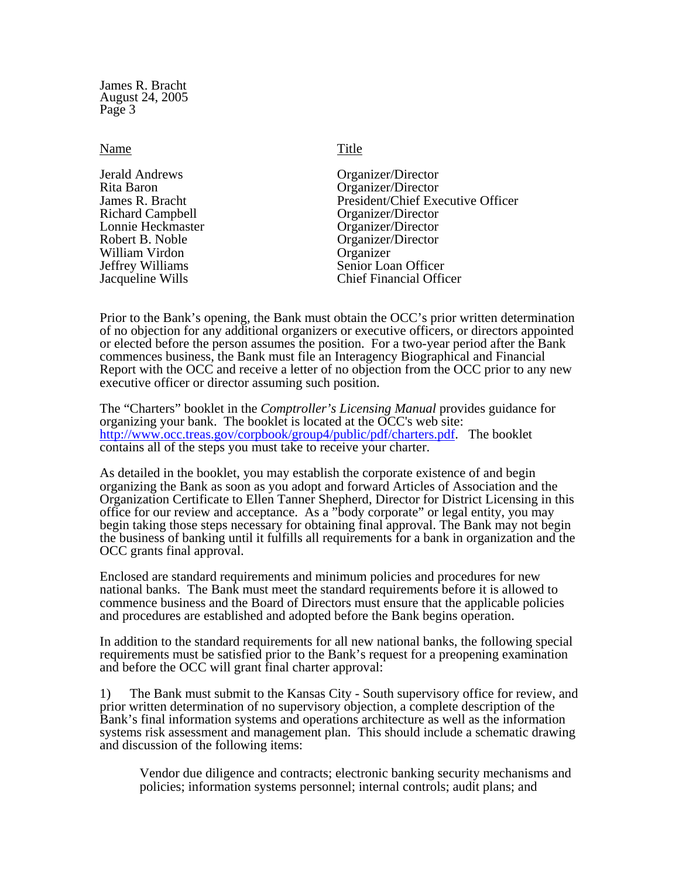| Name | Title |
| --- | --- |
| Jerald Andrews | Organizer/Director |
| Rita Baron | Organizer/Director |
| James R. Bracht | President/Chief Executive Officer |
| Richard Campbell | Organizer/Director |
| Lonnie Heckmaster | Organizer/Director |
| Robert B. Noble | Organizer/Director |
| William Virdon | Organizer |
| Jeffrey Williams | Senior Loan Officer |
| Jacqueline Wills | Chief Financial Officer |

Prior to the Bank's opening, the Bank must obtain the OCC's prior written determination of no objection for any additional organizers or executive officers, or directors appointed or elected before the person assumes the position. For a two-year period after the Bank commences business, the Bank must file an Interagency Biographical and Financial Report with the OCC and receive a letter of no objection from the OCC prior to any new executive officer or director assuming such position.

The "Charters" booklet in the *Comptroller's Licensing Manual* provides guidance for organizing your bank. The booklet is located at the OCC's web site: http://www.occ.treas.gov/corpbook/group4/public/pdf/charters.pdf. The booklet contains all of the steps you must take to receive your charter.

As detailed in the booklet, you may establish the corporate existence of and begin organizing the Bank as soon as you adopt and forward Articles of Association and the Organization Certificate to Ellen Tanner Shepherd, Director for District Licensing in this office for our review and acceptance. As a "body corporate" or legal entity, you may begin taking those steps necessary for obtaining final approval. The Bank may not begin the business of banking until it fulfills all requirements for a bank in organization and the OCC grants final approval.

Enclosed are standard requirements and minimum policies and procedures for new national banks. The Bank must meet the standard requirements before it is allowed to commence business and the Board of Directors must ensure that the applicable policies and procedures are established and adopted before the Bank begins operation.

In addition to the standard requirements for all new national banks, the following special requirements must be satisfied prior to the Bank's request for a preopening examination and before the OCC will grant final charter approval:

1) The Bank must submit to the Kansas City - South supervisory office for review, and prior written determination of no supervisory objection, a complete description of the Bank's final information systems and operations architecture as well as the information systems risk assessment and management plan. This should include a schematic drawing and discussion of the following items:

> Vendor due diligence and contracts; electronic banking security mechanisms and policies; information systems personnel; internal controls; audit plans; and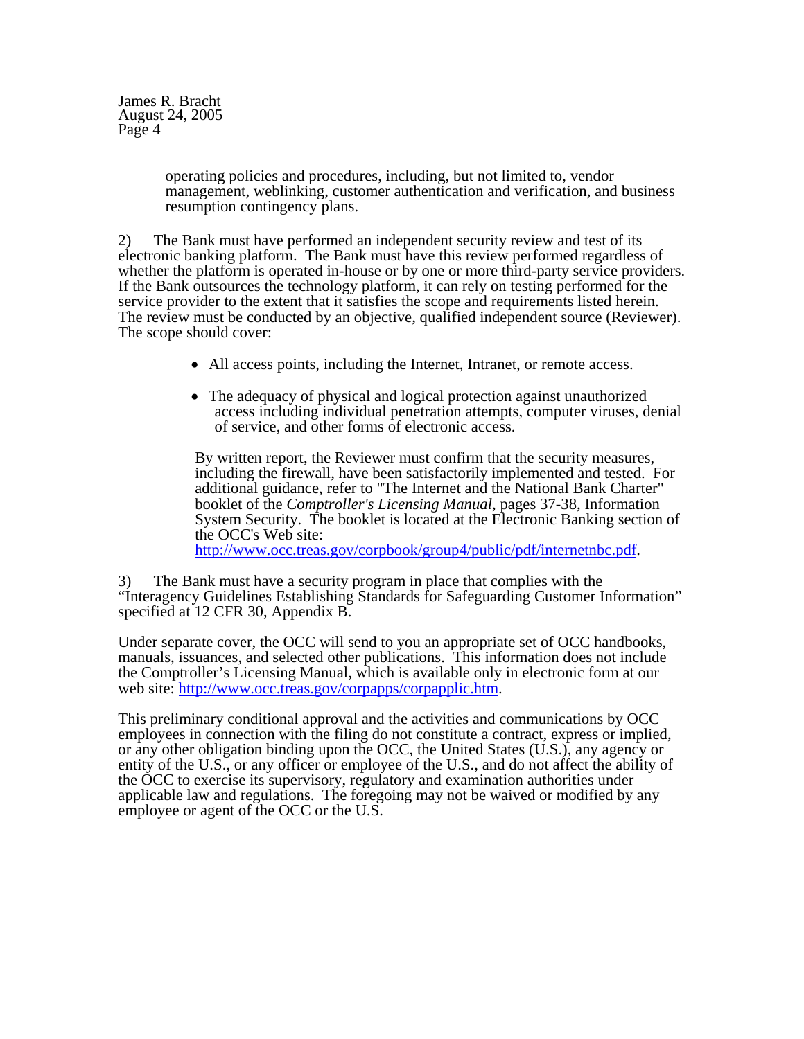operating policies and procedures, including, but not limited to, vendor management, weblinking, customer authentication and verification, and business resumption contingency plans.

2) The Bank must have performed an independent security review and test of its electronic banking platform. The Bank must have this review performed regardless of whether the platform is operated in-house or by one or more third-party service providers. If the Bank outsources the technology platform, it can rely on testing performed for the service provider to the extent that it satisfies the scope and requirements listed herein. The review must be conducted by an objective, qualified independent source (Reviewer). The scope should cover:

- All access points, including the Internet, Intranet, or remote access.
- The adequacy of physical and logical protection against unauthorized access including individual penetration attempts, computer viruses, denial of service, and other forms of electronic access.

By written report, the Reviewer must confirm that the security measures, including the firewall, have been satisfactorily implemented and tested. For additional guidance, refer to "The Internet and the National Bank Charter" booklet of the *Comptroller's Licensing Manual*, pages 37-38, Information System Security. The booklet is located at the Electronic Banking section of the OCC's Web site: http://www.occ.treas.gov/corpbook/group4/public/pdf/internetnbc.pdf.

3) The Bank must have a security program in place that complies with the "Interagency Guidelines Establishing Standards for Safeguarding Customer Information" specified at 12 CFR 30, Appendix B.

Under separate cover, the OCC will send to you an appropriate set of OCC handbooks, manuals, issuances, and selected other publications. This information does not include the Comptroller's Licensing Manual, which is available only in electronic form at our web site: http://www.occ.treas.gov/corpapps/corpapplic.htm.

This preliminary conditional approval and the activities and communications by OCC employees in connection with the filing do not constitute a contract, express or implied, or any other obligation binding upon the OCC, the United States (U.S.), any agency or entity of the U.S., or any officer or employee of the U.S., and do not affect the ability of the OCC to exercise its supervisory, regulatory and examination authorities under applicable law and regulations. The foregoing may not be waived or modified by any employee or agent of the OCC or the U.S.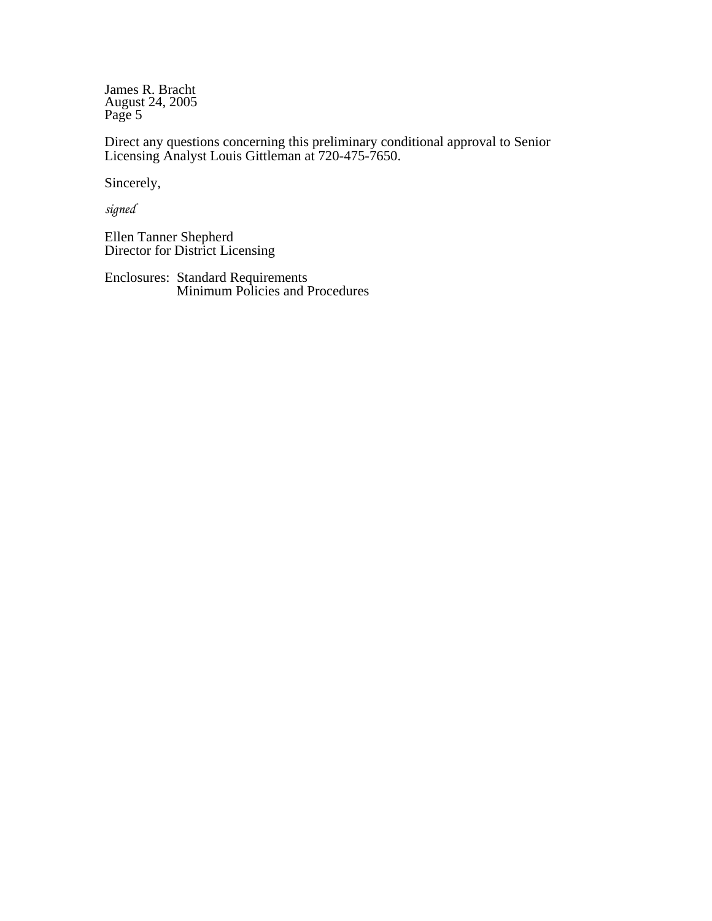Direct any questions concerning this preliminary conditional approval to Senior Licensing Analyst Louis Gittleman at 720-475-7650.

Sincerely,

*signed*

Ellen Tanner Shepherd
Director for District Licensing

Enclosures: Standard Requirements
Minimum Policies and Procedures